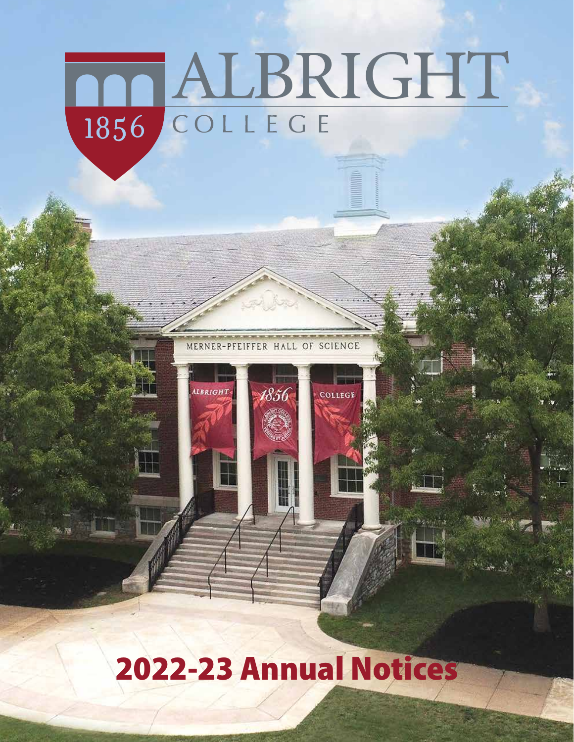# ALBRIGHT COLLEGE

1856

MERNER-PFEIFFER HALL OF SCIENCE

# 2022-23 Annual Notices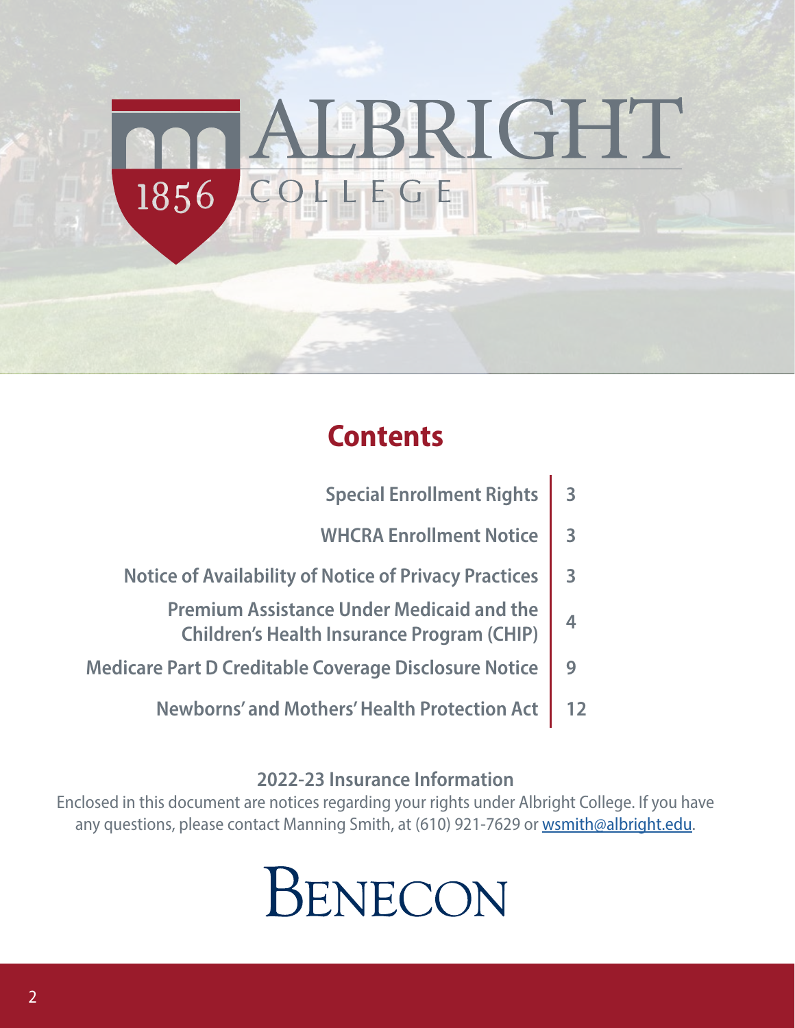# ALBRIGHT COLLEGE 1856

## Contents

| Section | Page |
|---|---|
| Special Enrollment Rights | 3 |
| WHCRA Enrollment Notice | 3 |
| Notice of Availability of Notice of Privacy Practices | 3 |
| Premium Assistance Under Medicaid and the Children's Health Insurance Program (CHIP) | 4 |
| Medicare Part D Creditable Coverage Disclosure Notice | 9 |
| Newborns' and Mothers' Health Protection Act | 12 |

### 2022-23 Insurance Information

Enclosed in this document are notices regarding your rights under Albright College. If you have any questions, please contact Manning Smith, at (610) 921-7629 or wsmith@albright.edu.

BENECON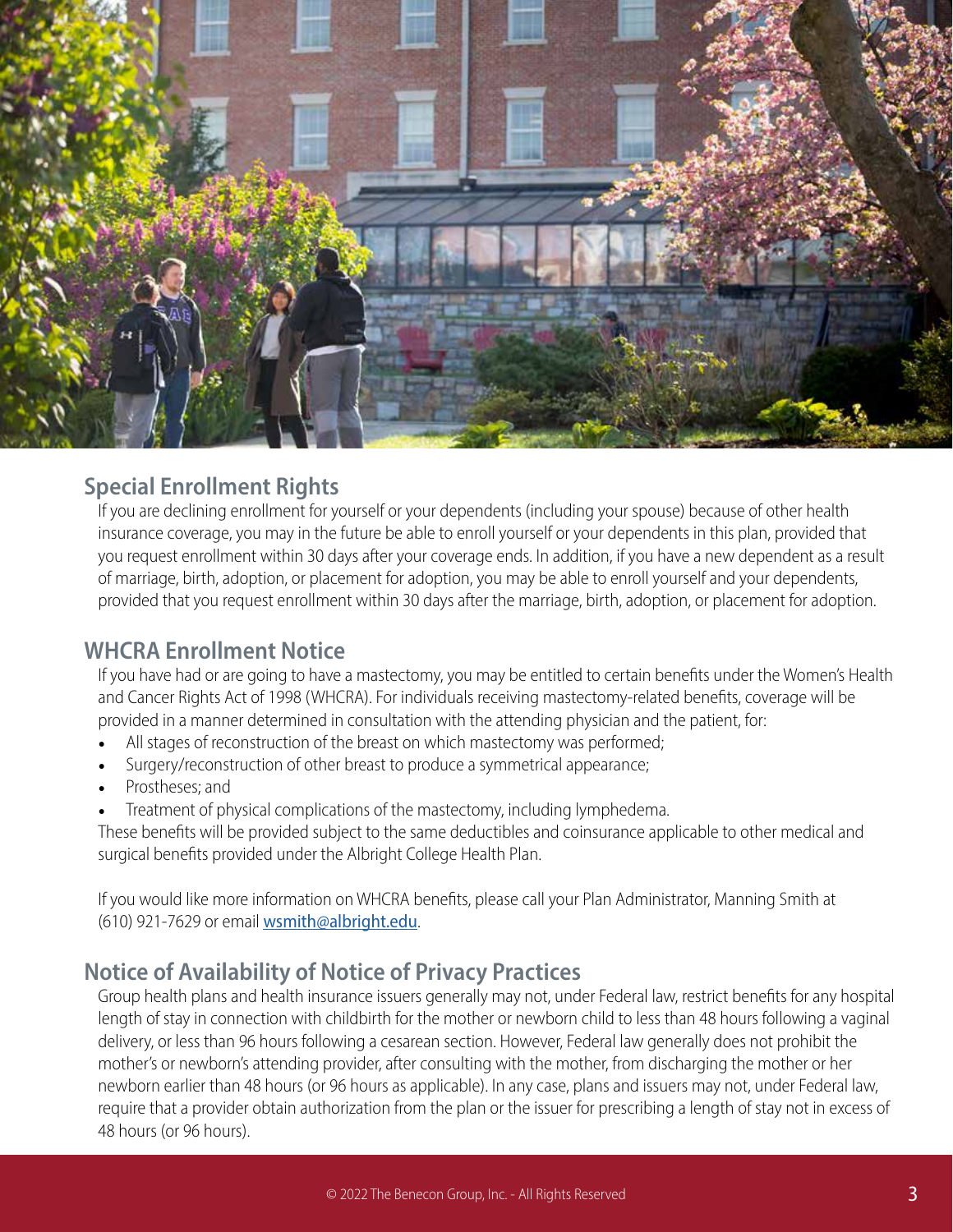## Special Enrollment Rights

If you are declining enrollment for yourself or your dependents (including your spouse) because of other health insurance coverage, you may in the future be able to enroll yourself or your dependents in this plan, provided that you request enrollment within 30 days after your coverage ends. In addition, if you have a new dependent as a result of marriage, birth, adoption, or placement for adoption, you may be able to enroll yourself and your dependents, provided that you request enrollment within 30 days after the marriage, birth, adoption, or placement for adoption.

## WHCRA Enrollment Notice

If you have had or are going to have a mastectomy, you may be entitled to certain benefits under the Women's Health and Cancer Rights Act of 1998 (WHCRA). For individuals receiving mastectomy-related benefits, coverage will be provided in a manner determined in consultation with the attending physician and the patient, for:

- All stages of reconstruction of the breast on which mastectomy was performed;
- Surgery/reconstruction of other breast to produce a symmetrical appearance;
- Prostheses; and
- Treatment of physical complications of the mastectomy, including lymphedema.

These benefits will be provided subject to the same deductibles and coinsurance applicable to other medical and surgical benefits provided under the Albright College Health Plan.

If you would like more information on WHCRA benefits, please call your Plan Administrator, Manning Smith at (610) 921-7629 or email wsmith@albright.edu.

## Notice of Availability of Notice of Privacy Practices

Group health plans and health insurance issuers generally may not, under Federal law, restrict benefits for any hospital length of stay in connection with childbirth for the mother or newborn child to less than 48 hours following a vaginal delivery, or less than 96 hours following a cesarean section. However, Federal law generally does not prohibit the mother's or newborn's attending provider, after consulting with the mother, from discharging the mother or her newborn earlier than 48 hours (or 96 hours as applicable). In any case, plans and issuers may not, under Federal law, require that a provider obtain authorization from the plan or the issuer for prescribing a length of stay not in excess of 48 hours (or 96 hours).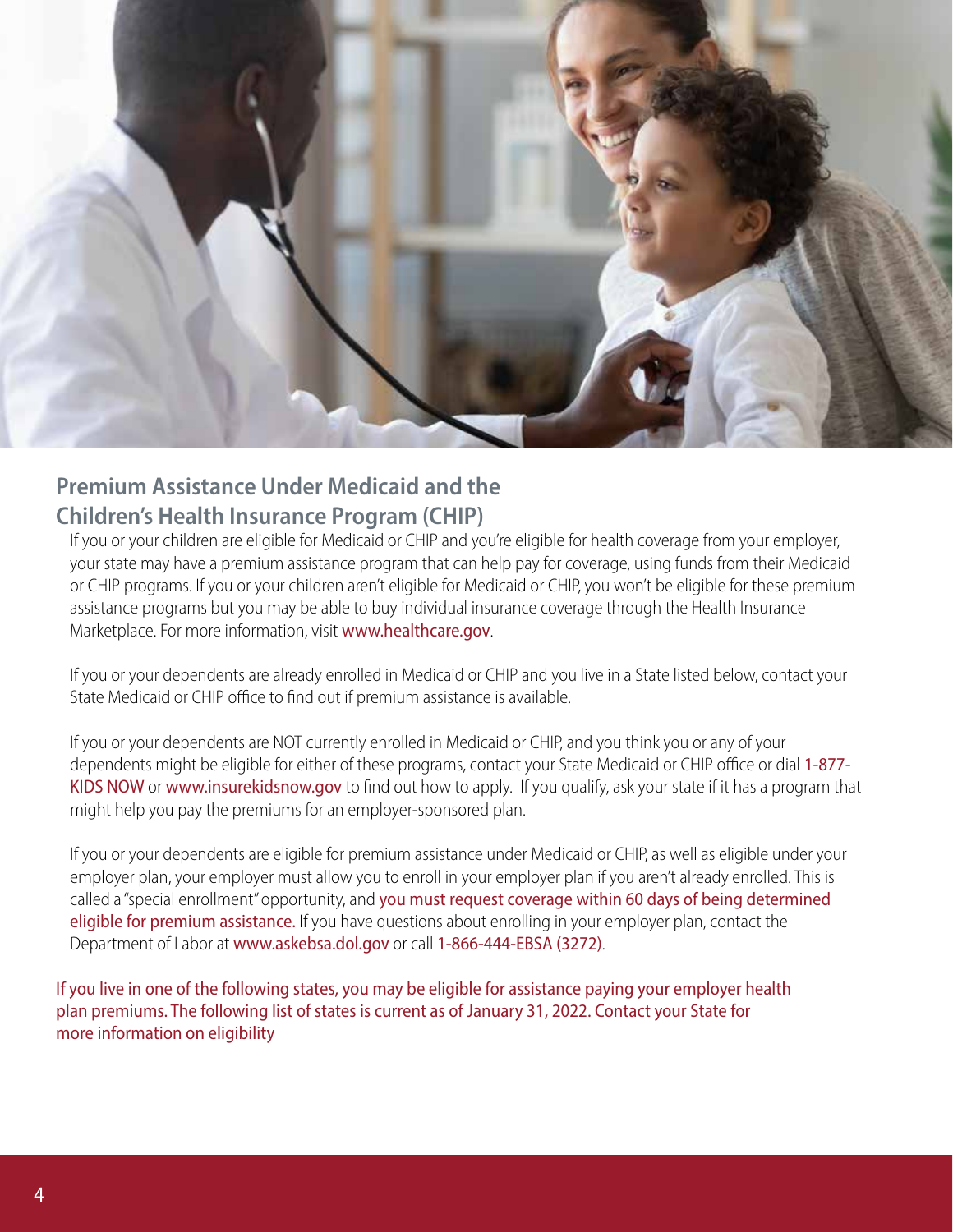## Premium Assistance Under Medicaid and the Children's Health Insurance Program (CHIP)

If you or your children are eligible for Medicaid or CHIP and you're eligible for health coverage from your employer, your state may have a premium assistance program that can help pay for coverage, using funds from their Medicaid or CHIP programs. If you or your children aren't eligible for Medicaid or CHIP, you won't be eligible for these premium assistance programs but you may be able to buy individual insurance coverage through the Health Insurance Marketplace. For more information, visit www.healthcare.gov.

If you or your dependents are already enrolled in Medicaid or CHIP and you live in a State listed below, contact your State Medicaid or CHIP office to find out if premium assistance is available.

If you or your dependents are NOT currently enrolled in Medicaid or CHIP, and you think you or any of your dependents might be eligible for either of these programs, contact your State Medicaid or CHIP office or dial 1-877-KIDS NOW or www.insurekidsnow.gov to find out how to apply. If you qualify, ask your state if it has a program that might help you pay the premiums for an employer-sponsored plan.

If you or your dependents are eligible for premium assistance under Medicaid or CHIP, as well as eligible under your employer plan, your employer must allow you to enroll in your employer plan if you aren't already enrolled. This is called a "special enrollment" opportunity, and you must request coverage within 60 days of being determined eligible for premium assistance. If you have questions about enrolling in your employer plan, contact the Department of Labor at www.askebsa.dol.gov or call 1-866-444-EBSA (3272).

If you live in one of the following states, you may be eligible for assistance paying your employer health plan premiums. The following list of states is current as of January 31, 2022. Contact your State for more information on eligibility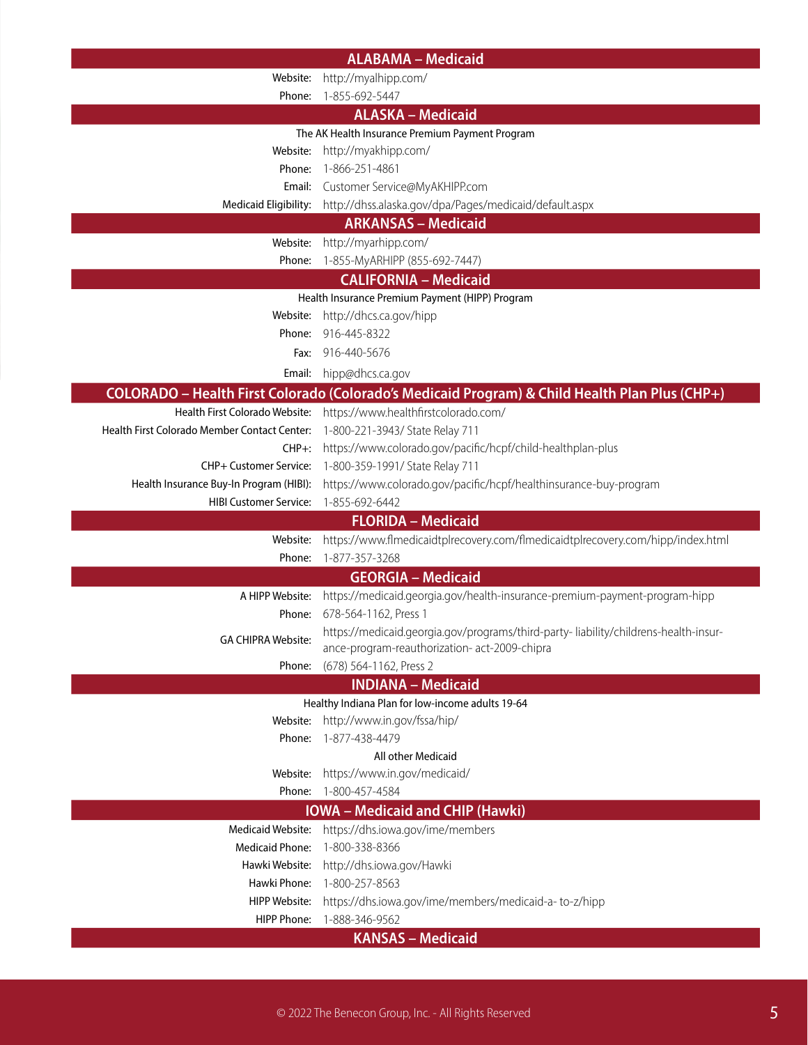## ALABAMA – Medicaid

Website: http://myalhipp.com/
Phone: 1-855-692-5447

## ALASKA – Medicaid

The AK Health Insurance Premium Payment Program

Website: http://myakhipp.com/
Phone: 1-866-251-4861
Email: Customer Service@MyAKHIPP.com
Medicaid Eligibility: http://dhss.alaska.gov/dpa/Pages/medicaid/default.aspx

## ARKANSAS – Medicaid

Website: http://myarhipp.com/
Phone: 1-855-MyARHIPP (855-692-7447)

## CALIFORNIA – Medicaid

Health Insurance Premium Payment (HIPP) Program

Website: http://dhcs.ca.gov/hipp
Phone: 916-445-8322
Fax: 916-440-5676
Email: hipp@dhcs.ca.gov

## COLORADO – Health First Colorado (Colorado's Medicaid Program) & Child Health Plan Plus (CHP+)

Health First Colorado Website: https://www.healthfirstcolorado.com/
Health First Colorado Member Contact Center: 1-800-221-3943/ State Relay 711
CHP+: https://www.colorado.gov/pacific/hcpf/child-healthplan-plus
CHP+ Customer Service: 1-800-359-1991/ State Relay 711
Health Insurance Buy-In Program (HIBI): https://www.colorado.gov/pacific/hcpf/healthinsurance-buy-program
HIBI Customer Service: 1-855-692-6442

## FLORIDA – Medicaid

Website: https://www.flmedicaidtplrecovery.com/flmedicaidtplrecovery.com/hipp/index.html
Phone: 1-877-357-3268

## GEORGIA – Medicaid

A HIPP Website: https://medicaid.georgia.gov/health-insurance-premium-payment-program-hipp
Phone: 678-564-1162, Press 1
GA CHIPRA Website: https://medicaid.georgia.gov/programs/third-party- liability/childrens-health-insurance-program-reauthorization- act-2009-chipra
Phone: (678) 564-1162, Press 2

## INDIANA – Medicaid

Healthy Indiana Plan for low-income adults 19-64

Website: http://www.in.gov/fssa/hip/
Phone: 1-877-438-4479

All other Medicaid

Website: https://www.in.gov/medicaid/
Phone: 1-800-457-4584

## IOWA – Medicaid and CHIP (Hawki)

Medicaid Website: https://dhs.iowa.gov/ime/members
Medicaid Phone: 1-800-338-8366
Hawki Website: http://dhs.iowa.gov/Hawki
Hawki Phone: 1-800-257-8563
HIPP Website: https://dhs.iowa.gov/ime/members/medicaid-a- to-z/hipp
HIPP Phone: 1-888-346-9562

## KANSAS – Medicaid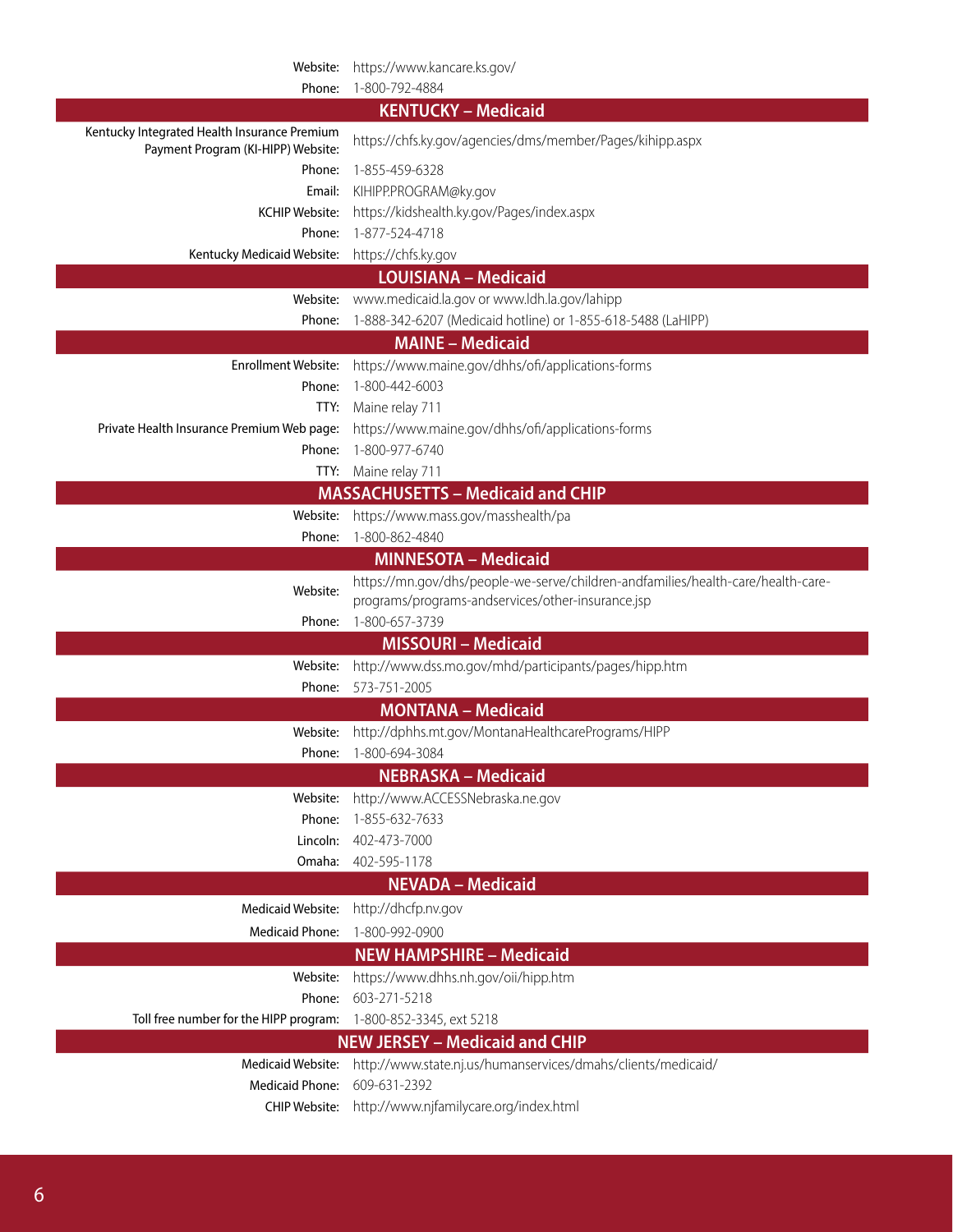| | |
|---|---|
| Website: | https://www.kancare.ks.gov/ |
| Phone: | 1-800-792-4884 |

## KENTUCKY – Medicaid

| | |
|---|---|
| Kentucky Integrated Health Insurance Premium Payment Program (KI-HIPP) Website: | https://chfs.ky.gov/agencies/dms/member/Pages/kihipp.aspx |
| Phone: | 1-855-459-6328 |
| Email: | KIHIPP.PROGRAM@ky.gov |
| KCHIP Website: | https://kidshealth.ky.gov/Pages/index.aspx |
| Phone: | 1-877-524-4718 |
| Kentucky Medicaid Website: | https://chfs.ky.gov |

## LOUISIANA – Medicaid

| | |
|---|---|
| Website: | www.medicaid.la.gov or www.ldh.la.gov/lahipp |
| Phone: | 1-888-342-6207 (Medicaid hotline) or 1-855-618-5488 (LaHIPP) |

## MAINE – Medicaid

| | |
|---|---|
| Enrollment Website: | https://www.maine.gov/dhhs/ofi/applications-forms |
| Phone: | 1-800-442-6003 |
| TTY: | Maine relay 711 |
| Private Health Insurance Premium Web page: | https://www.maine.gov/dhhs/ofi/applications-forms |
| Phone: | 1-800-977-6740 |
| TTY: | Maine relay 711 |

## MASSACHUSETTS – Medicaid and CHIP

| | |
|---|---|
| Website: | https://www.mass.gov/masshealth/pa |
| Phone: | 1-800-862-4840 |

## MINNESOTA – Medicaid

| | |
|---|---|
| Website: | https://mn.gov/dhs/people-we-serve/children-andfamilies/health-care/health-care-programs/programs-andservices/other-insurance.jsp |
| Phone: | 1-800-657-3739 |

## MISSOURI – Medicaid

| | |
|---|---|
| Website: | http://www.dss.mo.gov/mhd/participants/pages/hipp.htm |
| Phone: | 573-751-2005 |

## MONTANA – Medicaid

| | |
|---|---|
| Website: | http://dphhs.mt.gov/MontanaHealthcarePrograms/HIPP |
| Phone: | 1-800-694-3084 |

## NEBRASKA – Medicaid

| | |
|---|---|
| Website: | http://www.ACCESSNebraska.ne.gov |
| Phone: | 1-855-632-7633 |
| Lincoln: | 402-473-7000 |
| Omaha: | 402-595-1178 |

## NEVADA – Medicaid

| | |
|---|---|
| Medicaid Website: | http://dhcfp.nv.gov |
| Medicaid Phone: | 1-800-992-0900 |

## NEW HAMPSHIRE – Medicaid

| | |
|---|---|
| Website: | https://www.dhhs.nh.gov/oii/hipp.htm |
| Phone: | 603-271-5218 |
| Toll free number for the HIPP program: | 1-800-852-3345, ext 5218 |

## NEW JERSEY – Medicaid and CHIP

| | |
|---|---|
| Medicaid Website: | http://www.state.nj.us/humanservices/dmahs/clients/medicaid/ |
| Medicaid Phone: | 609-631-2392 |
| CHIP Website: | http://www.njfamilycare.org/index.html |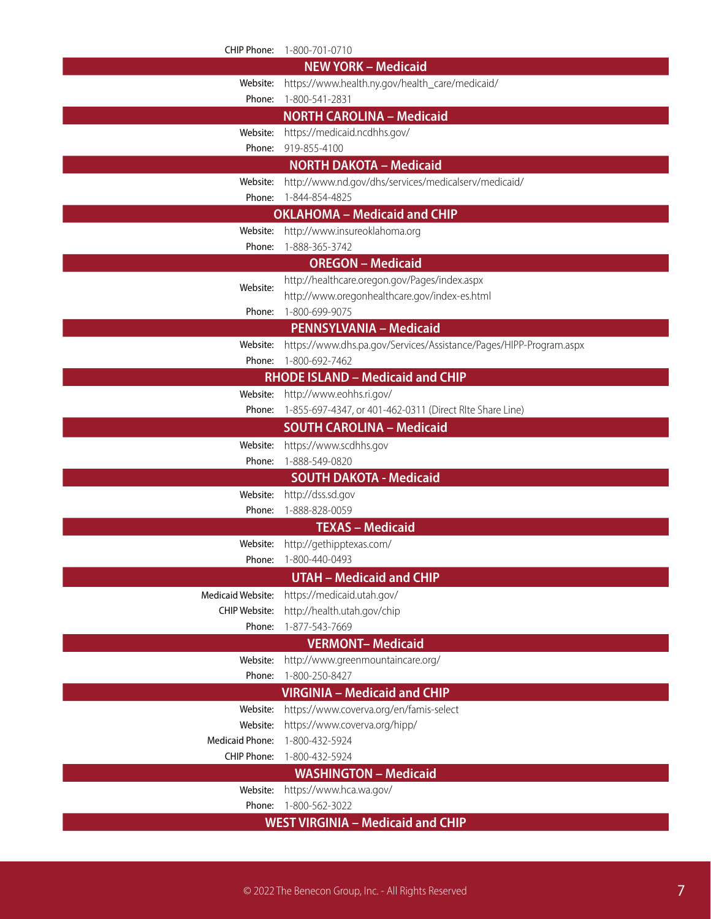CHIP Phone: 1-800-701-0710

## NEW YORK – Medicaid

Website: https://www.health.ny.gov/health_care/medicaid/
Phone: 1-800-541-2831

## NORTH CAROLINA – Medicaid

Website: https://medicaid.ncdhhs.gov/
Phone: 919-855-4100

## NORTH DAKOTA – Medicaid

Website: http://www.nd.gov/dhs/services/medicalserv/medicaid/
Phone: 1-844-854-4825

## OKLAHOMA – Medicaid and CHIP

Website: http://www.insureoklahoma.org
Phone: 1-888-365-3742

## OREGON – Medicaid

Website: http://healthcare.oregon.gov/Pages/index.aspx
http://www.oregonhealthcare.gov/index-es.html
Phone: 1-800-699-9075

## PENNSYLVANIA – Medicaid

Website: https://www.dhs.pa.gov/Services/Assistance/Pages/HIPP-Program.aspx
Phone: 1-800-692-7462

## RHODE ISLAND – Medicaid and CHIP

Website: http://www.eohhs.ri.gov/
Phone: 1-855-697-4347, or 401-462-0311 (Direct RIte Share Line)

## SOUTH CAROLINA – Medicaid

Website: https://www.scdhhs.gov
Phone: 1-888-549-0820

## SOUTH DAKOTA - Medicaid

Website: http://dss.sd.gov
Phone: 1-888-828-0059

## TEXAS – Medicaid

Website: http://gethipptexas.com/
Phone: 1-800-440-0493

## UTAH – Medicaid and CHIP

Medicaid Website: https://medicaid.utah.gov/
CHIP Website: http://health.utah.gov/chip
Phone: 1-877-543-7669

## VERMONT– Medicaid

Website: http://www.greenmountaincare.org/
Phone: 1-800-250-8427

## VIRGINIA – Medicaid and CHIP

Website: https://www.coverva.org/en/famis-select
Website: https://www.coverva.org/hipp/
Medicaid Phone: 1-800-432-5924
CHIP Phone: 1-800-432-5924

## WASHINGTON – Medicaid

Website: https://www.hca.wa.gov/
Phone: 1-800-562-3022

## WEST VIRGINIA – Medicaid and CHIP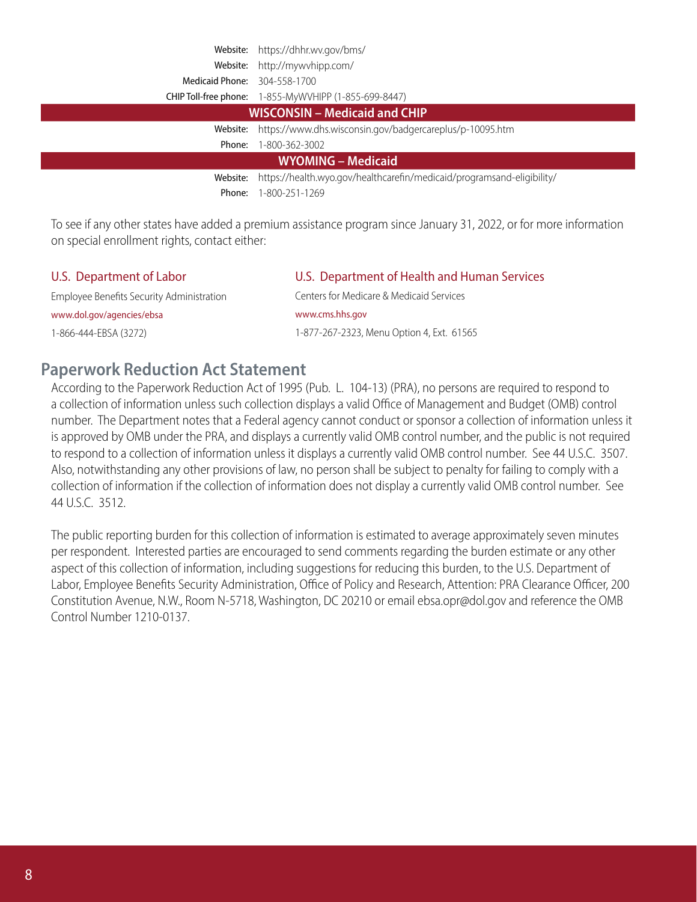| | |
|---|---|
| Website: | https://dhhr.wv.gov/bms/ |
| Website: | http://mywvhipp.com/ |
| Medicaid Phone: | 304-558-1700 |
| CHIP Toll-free phone: | 1-855-MyWVHIPP (1-855-699-8447) |
| **WISCONSIN – Medicaid and CHIP** | |
| Website: | https://www.dhs.wisconsin.gov/badgercareplus/p-10095.htm |
| Phone: | 1-800-362-3002 |
| **WYOMING – Medicaid** | |
| Website: | https://health.wyo.gov/healthcarefin/medicaid/programsand-eligibility/ |
| Phone: | 1-800-251-1269 |

To see if any other states have added a premium assistance program since January 31, 2022, or for more information on special enrollment rights, contact either:

**U.S. Department of Labor**
Employee Benefits Security Administration
www.dol.gov/agencies/ebsa
1-866-444-EBSA (3272)

**U.S. Department of Health and Human Services**
Centers for Medicare & Medicaid Services
www.cms.hhs.gov
1-877-267-2323, Menu Option 4, Ext. 61565

## Paperwork Reduction Act Statement

According to the Paperwork Reduction Act of 1995 (Pub. L. 104-13) (PRA), no persons are required to respond to a collection of information unless such collection displays a valid Office of Management and Budget (OMB) control number. The Department notes that a Federal agency cannot conduct or sponsor a collection of information unless it is approved by OMB under the PRA, and displays a currently valid OMB control number, and the public is not required to respond to a collection of information unless it displays a currently valid OMB control number. See 44 U.S.C. 3507. Also, notwithstanding any other provisions of law, no person shall be subject to penalty for failing to comply with a collection of information if the collection of information does not display a currently valid OMB control number. See 44 U.S.C. 3512.

The public reporting burden for this collection of information is estimated to average approximately seven minutes per respondent. Interested parties are encouraged to send comments regarding the burden estimate or any other aspect of this collection of information, including suggestions for reducing this burden, to the U.S. Department of Labor, Employee Benefits Security Administration, Office of Policy and Research, Attention: PRA Clearance Officer, 200 Constitution Avenue, N.W., Room N-5718, Washington, DC 20210 or email ebsa.opr@dol.gov and reference the OMB Control Number 1210-0137.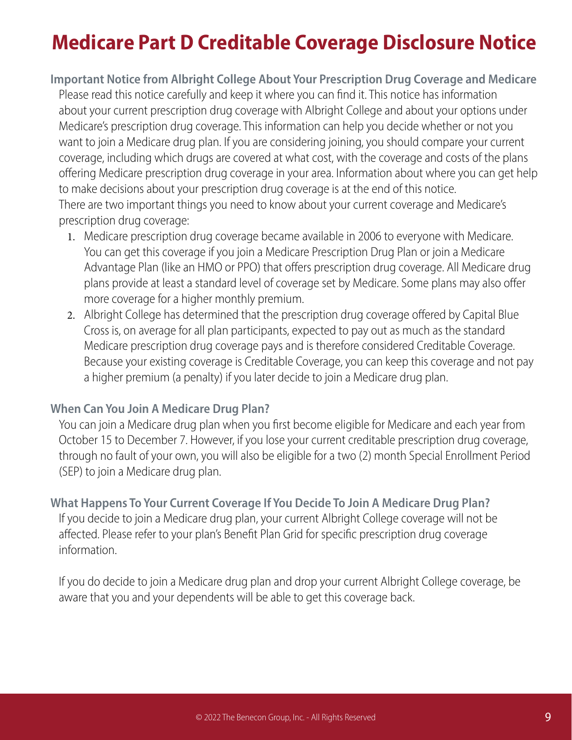# Medicare Part D Creditable Coverage Disclosure Notice

### Important Notice from Albright College About Your Prescription Drug Coverage and Medicare

Please read this notice carefully and keep it where you can find it. This notice has information about your current prescription drug coverage with Albright College and about your options under Medicare's prescription drug coverage. This information can help you decide whether or not you want to join a Medicare drug plan. If you are considering joining, you should compare your current coverage, including which drugs are covered at what cost, with the coverage and costs of the plans offering Medicare prescription drug coverage in your area. Information about where you can get help to make decisions about your prescription drug coverage is at the end of this notice.

There are two important things you need to know about your current coverage and Medicare's prescription drug coverage:

1. Medicare prescription drug coverage became available in 2006 to everyone with Medicare. You can get this coverage if you join a Medicare Prescription Drug Plan or join a Medicare Advantage Plan (like an HMO or PPO) that offers prescription drug coverage. All Medicare drug plans provide at least a standard level of coverage set by Medicare. Some plans may also offer more coverage for a higher monthly premium.
2. Albright College has determined that the prescription drug coverage offered by Capital Blue Cross is, on average for all plan participants, expected to pay out as much as the standard Medicare prescription drug coverage pays and is therefore considered Creditable Coverage. Because your existing coverage is Creditable Coverage, you can keep this coverage and not pay a higher premium (a penalty) if you later decide to join a Medicare drug plan.

### When Can You Join A Medicare Drug Plan?

You can join a Medicare drug plan when you first become eligible for Medicare and each year from October 15 to December 7. However, if you lose your current creditable prescription drug coverage, through no fault of your own, you will also be eligible for a two (2) month Special Enrollment Period (SEP) to join a Medicare drug plan.

### What Happens To Your Current Coverage If You Decide To Join A Medicare Drug Plan?

If you decide to join a Medicare drug plan, your current Albright College coverage will not be affected. Please refer to your plan's Benefit Plan Grid for specific prescription drug coverage information.

If you do decide to join a Medicare drug plan and drop your current Albright College coverage, be aware that you and your dependents will be able to get this coverage back.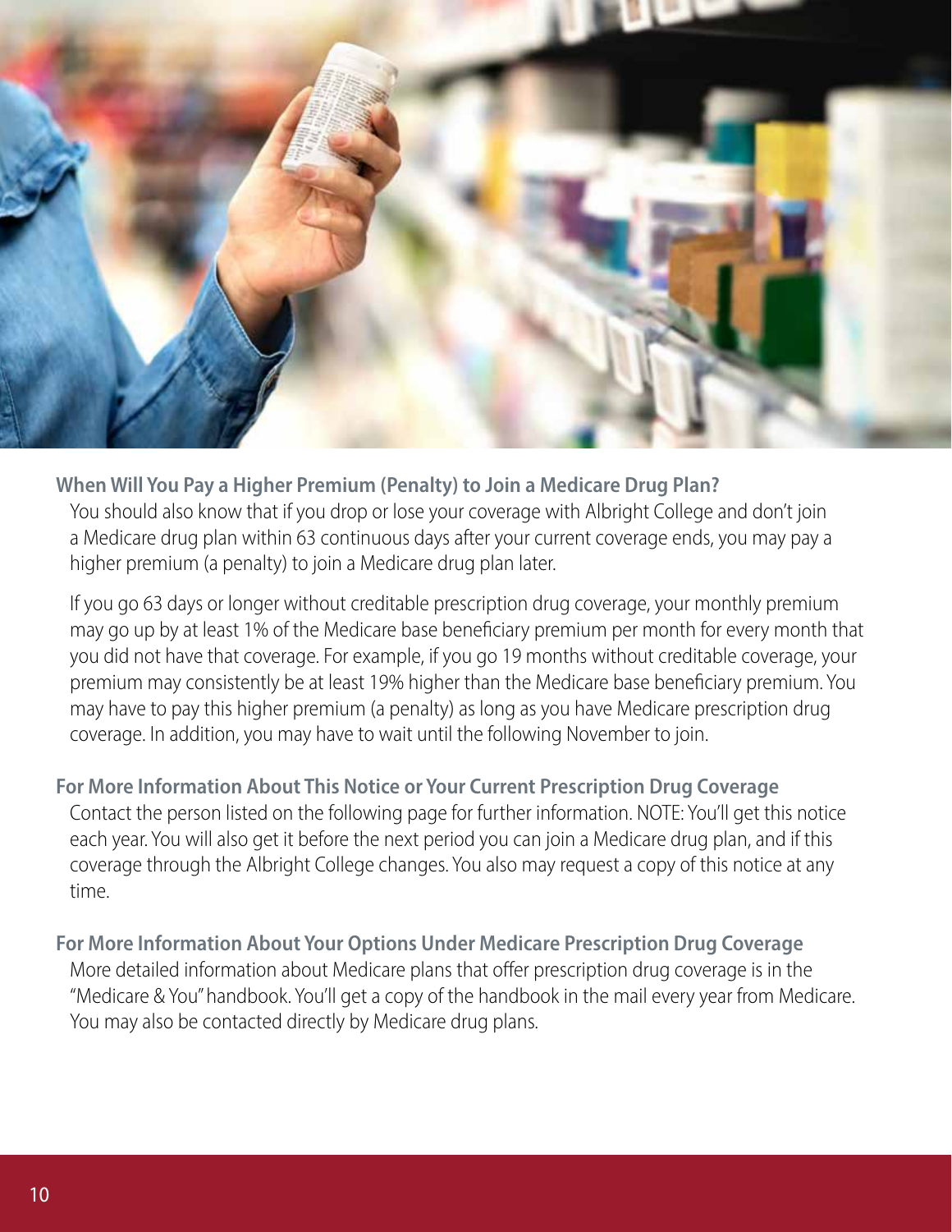### When Will You Pay a Higher Premium (Penalty) to Join a Medicare Drug Plan?

You should also know that if you drop or lose your coverage with Albright College and don't join a Medicare drug plan within 63 continuous days after your current coverage ends, you may pay a higher premium (a penalty) to join a Medicare drug plan later.

If you go 63 days or longer without creditable prescription drug coverage, your monthly premium may go up by at least 1% of the Medicare base beneficiary premium per month for every month that you did not have that coverage. For example, if you go 19 months without creditable coverage, your premium may consistently be at least 19% higher than the Medicare base beneficiary premium. You may have to pay this higher premium (a penalty) as long as you have Medicare prescription drug coverage. In addition, you may have to wait until the following November to join.

### For More Information About This Notice or Your Current Prescription Drug Coverage

Contact the person listed on the following page for further information. NOTE: You'll get this notice each year. You will also get it before the next period you can join a Medicare drug plan, and if this coverage through the Albright College changes. You also may request a copy of this notice at any time.

### For More Information About Your Options Under Medicare Prescription Drug Coverage

More detailed information about Medicare plans that offer prescription drug coverage is in the "Medicare & You" handbook. You'll get a copy of the handbook in the mail every year from Medicare. You may also be contacted directly by Medicare drug plans.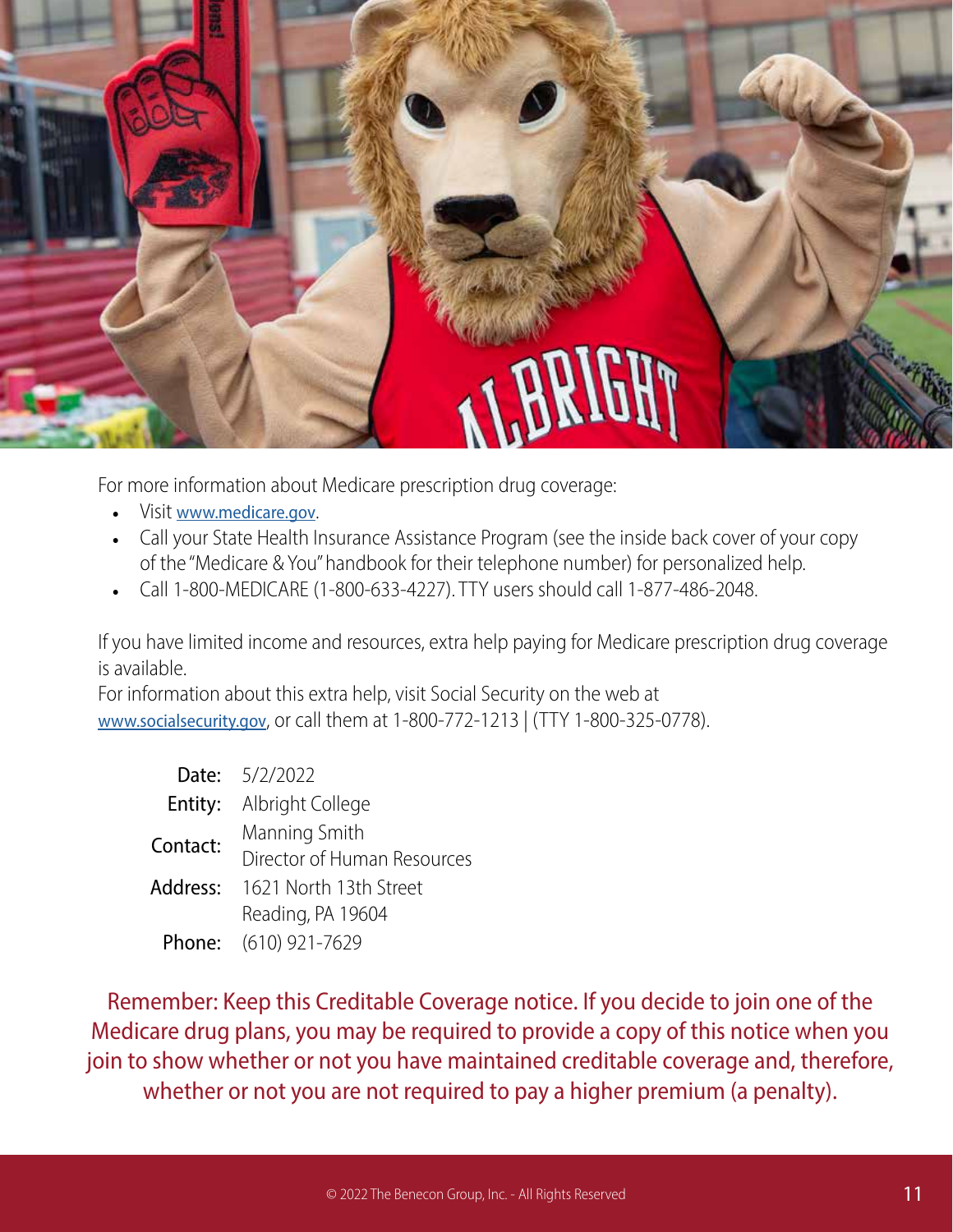For more information about Medicare prescription drug coverage:

- Visit www.medicare.gov.
- Call your State Health Insurance Assistance Program (see the inside back cover of your copy of the "Medicare & You" handbook for their telephone number) for personalized help.
- Call 1-800-MEDICARE (1-800-633-4227). TTY users should call 1-877-486-2048.

If you have limited income and resources, extra help paying for Medicare prescription drug coverage is available.
For information about this extra help, visit Social Security on the web at www.socialsecurity.gov, or call them at 1-800-772-1213 | (TTY 1-800-325-0778).

**Date:** 5/2/2022
**Entity:** Albright College
**Contact:** Manning Smith
Director of Human Resources
**Address:** 1621 North 13th Street
Reading, PA 19604
**Phone:** (610) 921-7629

Remember: Keep this Creditable Coverage notice. If you decide to join one of the Medicare drug plans, you may be required to provide a copy of this notice when you join to show whether or not you have maintained creditable coverage and, therefore, whether or not you are not required to pay a higher premium (a penalty).

© 2022 The Benecon Group, Inc. - All Rights Reserved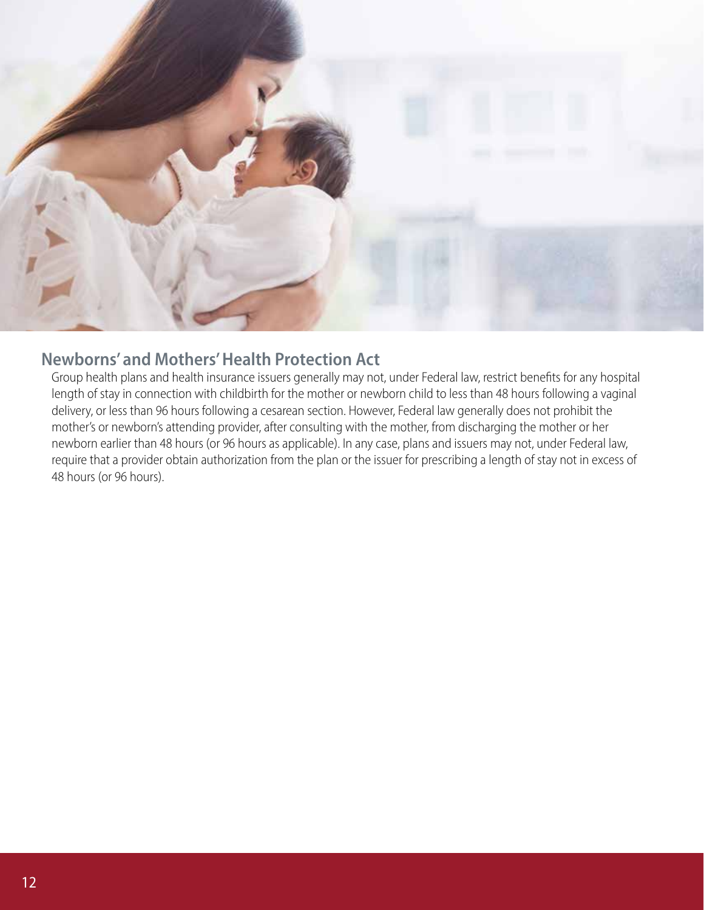## Newborns' and Mothers' Health Protection Act

Group health plans and health insurance issuers generally may not, under Federal law, restrict benefits for any hospital length of stay in connection with childbirth for the mother or newborn child to less than 48 hours following a vaginal delivery, or less than 96 hours following a cesarean section. However, Federal law generally does not prohibit the mother's or newborn's attending provider, after consulting with the mother, from discharging the mother or her newborn earlier than 48 hours (or 96 hours as applicable). In any case, plans and issuers may not, under Federal law, require that a provider obtain authorization from the plan or the issuer for prescribing a length of stay not in excess of 48 hours (or 96 hours).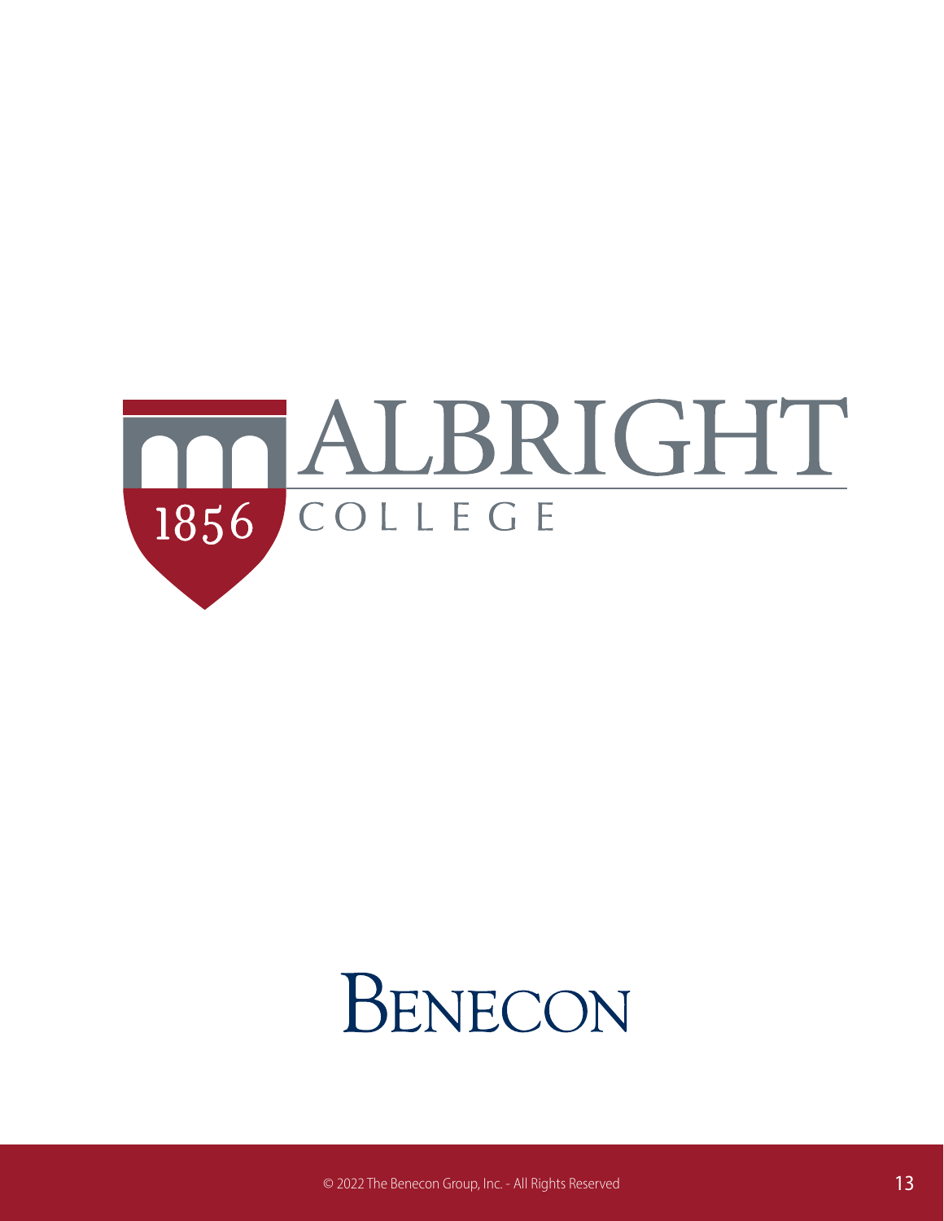1856 ALBRIGHT COLLEGE

BENECON

© 2022 The Benecon Group, Inc. - All Rights Reserved